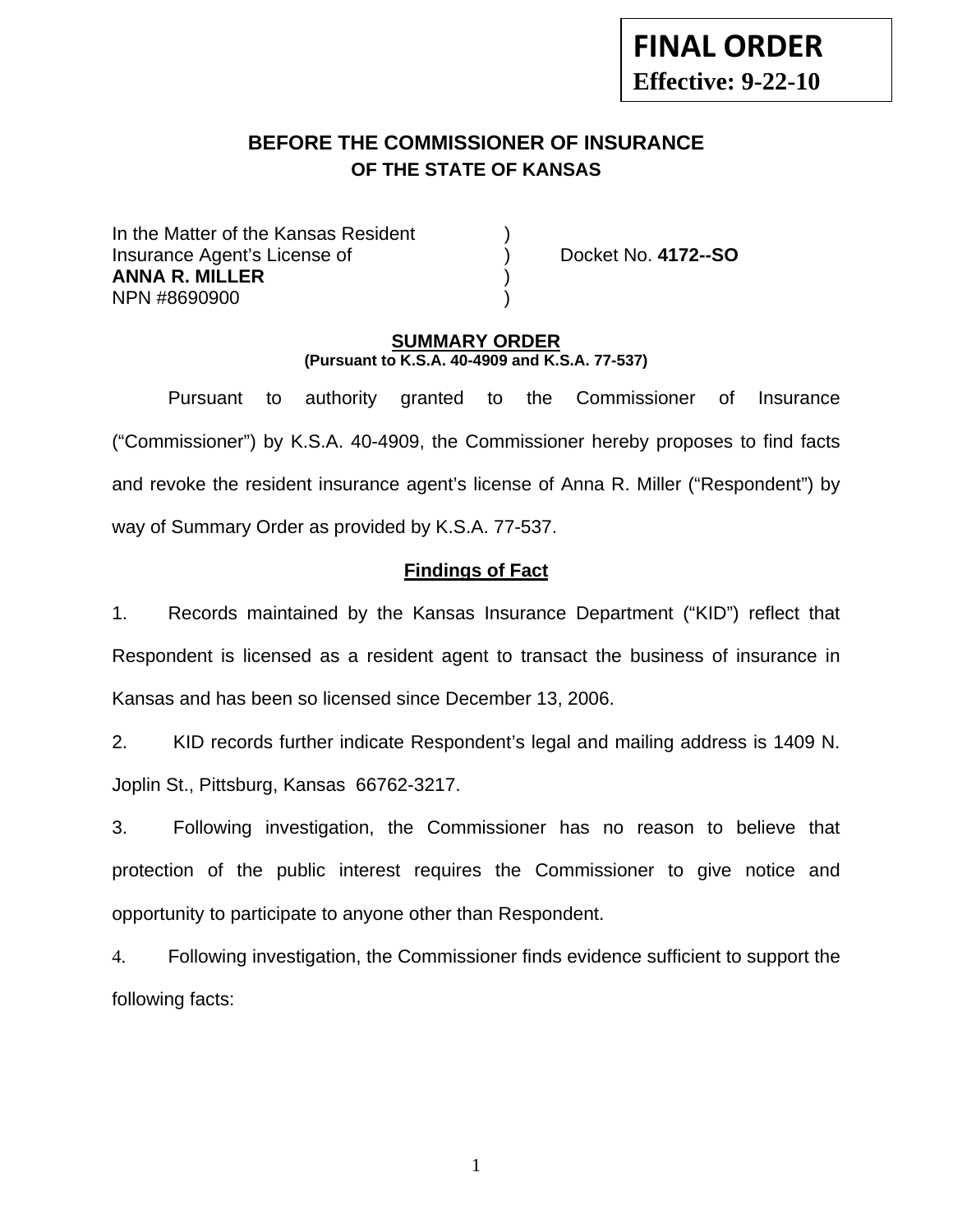**FINAL ORDER**
**Effective: 9-22-10**

## BEFORE THE COMMISSIONER OF INSURANCE
### OF THE STATE OF KANSAS

In the Matter of the Kansas Resident )
Insurance Agent's License of ) Docket No. **4172--SO**
**ANNA R. MILLER** )
NPN #8690900 )

**SUMMARY ORDER**
**(Pursuant to K.S.A. 40-4909 and K.S.A. 77-537)**

Pursuant to authority granted to the Commissioner of Insurance ("Commissioner") by K.S.A. 40-4909, the Commissioner hereby proposes to find facts and revoke the resident insurance agent's license of Anna R. Miller ("Respondent") by way of Summary Order as provided by K.S.A. 77-537.

**Findings of Fact**

1. Records maintained by the Kansas Insurance Department ("KID") reflect that Respondent is licensed as a resident agent to transact the business of insurance in Kansas and has been so licensed since December 13, 2006.

2. KID records further indicate Respondent's legal and mailing address is 1409 N. Joplin St., Pittsburg, Kansas 66762-3217.

3. Following investigation, the Commissioner has no reason to believe that protection of the public interest requires the Commissioner to give notice and opportunity to participate to anyone other than Respondent.

4. Following investigation, the Commissioner finds evidence sufficient to support the following facts: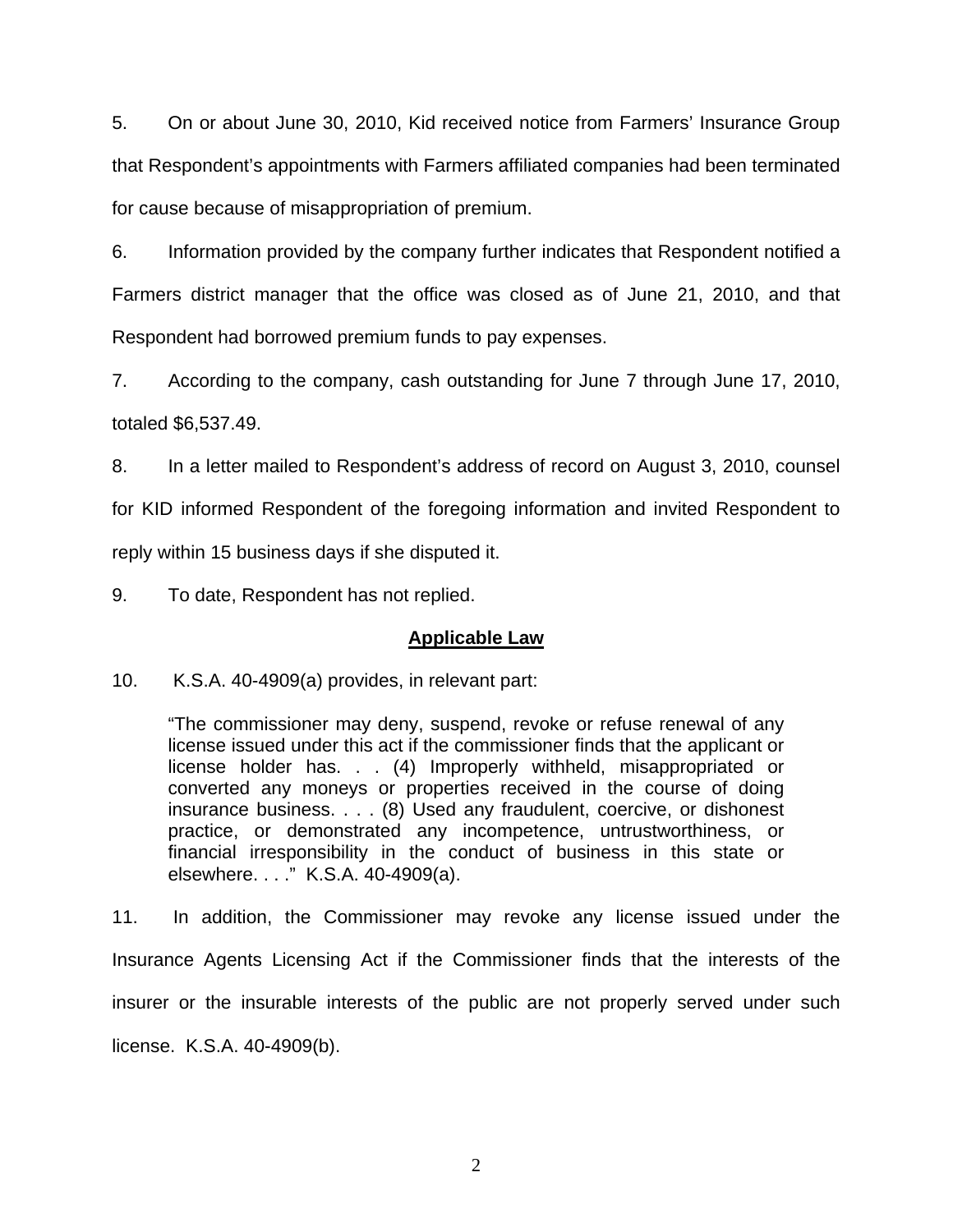5. On or about June 30, 2010, Kid received notice from Farmers' Insurance Group that Respondent's appointments with Farmers affiliated companies had been terminated for cause because of misappropriation of premium.

6. Information provided by the company further indicates that Respondent notified a Farmers district manager that the office was closed as of June 21, 2010, and that Respondent had borrowed premium funds to pay expenses.

7. According to the company, cash outstanding for June 7 through June 17, 2010, totaled $6,537.49.

8. In a letter mailed to Respondent's address of record on August 3, 2010, counsel for KID informed Respondent of the foregoing information and invited Respondent to reply within 15 business days if she disputed it.

9. To date, Respondent has not replied.

## **Applicable Law**

10. K.S.A. 40-4909(a) provides, in relevant part:

> "The commissioner may deny, suspend, revoke or refuse renewal of any license issued under this act if the commissioner finds that the applicant or license holder has. . . (4) Improperly withheld, misappropriated or converted any moneys or properties received in the course of doing insurance business. . . . (8) Used any fraudulent, coercive, or dishonest practice, or demonstrated any incompetence, untrustworthiness, or financial irresponsibility in the conduct of business in this state or elsewhere. . . ." K.S.A. 40-4909(a).

11. In addition, the Commissioner may revoke any license issued under the Insurance Agents Licensing Act if the Commissioner finds that the interests of the insurer or the insurable interests of the public are not properly served under such license. K.S.A. 40-4909(b).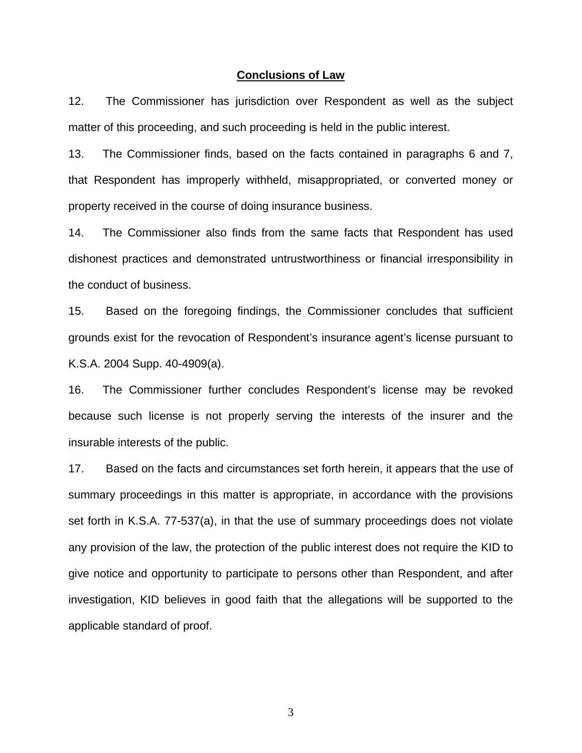## Conclusions of Law

12. The Commissioner has jurisdiction over Respondent as well as the subject matter of this proceeding, and such proceeding is held in the public interest.

13. The Commissioner finds, based on the facts contained in paragraphs 6 and 7, that Respondent has improperly withheld, misappropriated, or converted money or property received in the course of doing insurance business.

14. The Commissioner also finds from the same facts that Respondent has used dishonest practices and demonstrated untrustworthiness or financial irresponsibility in the conduct of business.

15. Based on the foregoing findings, the Commissioner concludes that sufficient grounds exist for the revocation of Respondent's insurance agent's license pursuant to K.S.A. 2004 Supp. 40-4909(a).

16. The Commissioner further concludes Respondent's license may be revoked because such license is not properly serving the interests of the insurer and the insurable interests of the public.

17. Based on the facts and circumstances set forth herein, it appears that the use of summary proceedings in this matter is appropriate, in accordance with the provisions set forth in K.S.A. 77-537(a), in that the use of summary proceedings does not violate any provision of the law, the protection of the public interest does not require the KID to give notice and opportunity to participate to persons other than Respondent, and after investigation, KID believes in good faith that the allegations will be supported to the applicable standard of proof.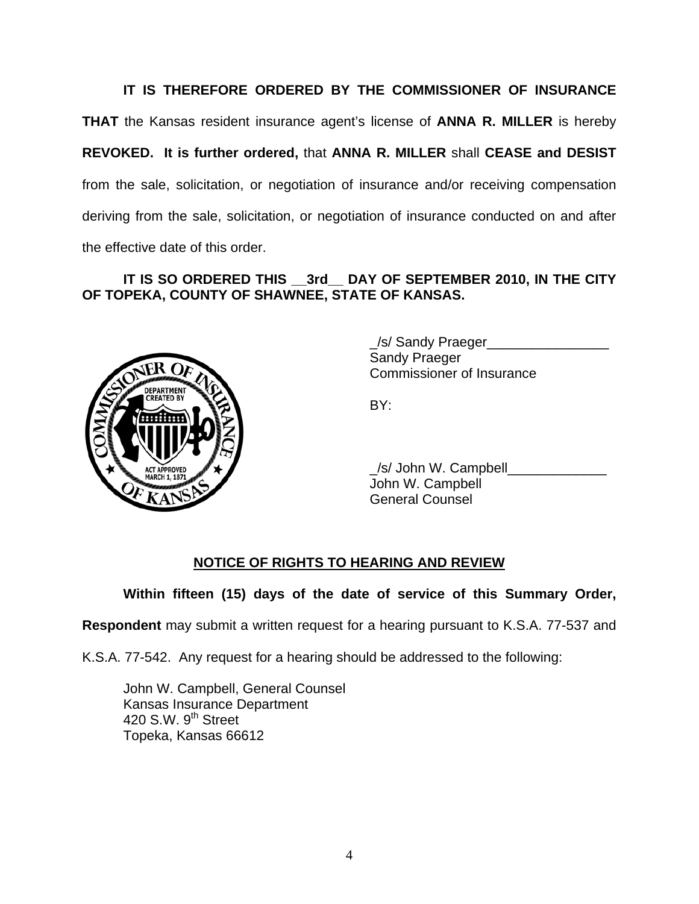**IT IS THEREFORE ORDERED BY THE COMMISSIONER OF INSURANCE THAT** the Kansas resident insurance agent's license of **ANNA R. MILLER** is hereby **REVOKED. It is further ordered,** that **ANNA R. MILLER** shall **CEASE and DESIST** from the sale, solicitation, or negotiation of insurance and/or receiving compensation deriving from the sale, solicitation, or negotiation of insurance conducted on and after the effective date of this order.

**IT IS SO ORDERED THIS __3rd__ DAY OF SEPTEMBER 2010, IN THE CITY OF TOPEKA, COUNTY OF SHAWNEE, STATE OF KANSAS.**

_/s/ Sandy Praeger________________
Sandy Praeger
Commissioner of Insurance

BY:

_/s/ John W. Campbell_____________
John W. Campbell
General Counsel

## NOTICE OF RIGHTS TO HEARING AND REVIEW

**Within fifteen (15) days of the date of service of this Summary Order, Respondent** may submit a written request for a hearing pursuant to K.S.A. 77-537 and K.S.A. 77-542. Any request for a hearing should be addressed to the following:

John W. Campbell, General Counsel
Kansas Insurance Department
420 S.W. 9th Street
Topeka, Kansas 66612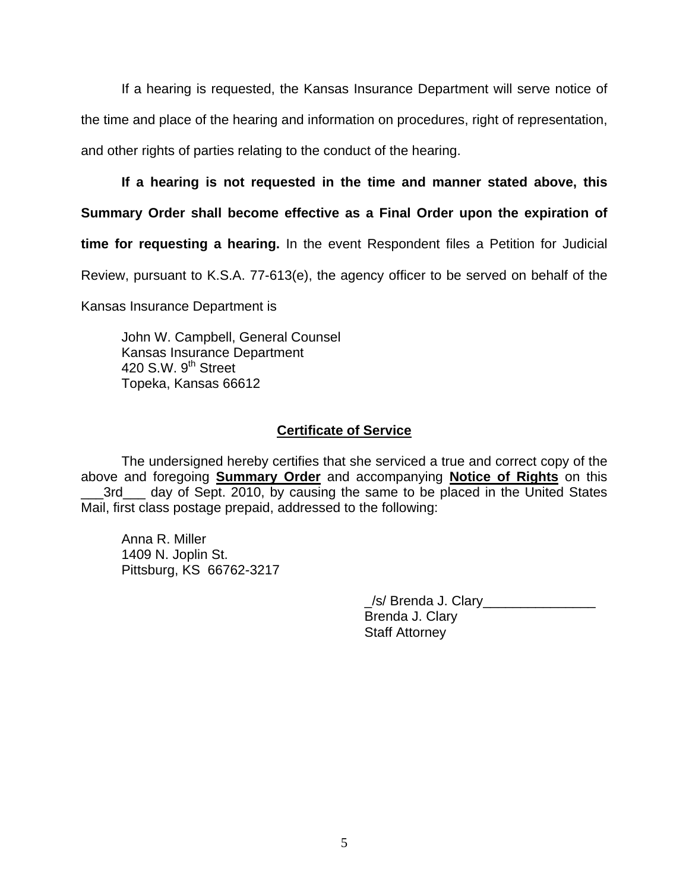If a hearing is requested, the Kansas Insurance Department will serve notice of the time and place of the hearing and information on procedures, right of representation, and other rights of parties relating to the conduct of the hearing.

**If a hearing is not requested in the time and manner stated above, this Summary Order shall become effective as a Final Order upon the expiration of time for requesting a hearing.** In the event Respondent files a Petition for Judicial Review, pursuant to K.S.A. 77-613(e), the agency officer to be served on behalf of the Kansas Insurance Department is

John W. Campbell, General Counsel
Kansas Insurance Department
420 S.W. 9th Street
Topeka, Kansas 66612

## Certificate of Service

The undersigned hereby certifies that she serviced a true and correct copy of the above and foregoing **Summary Order** and accompanying **Notice of Rights** on this ___3rd___ day of Sept. 2010, by causing the same to be placed in the United States Mail, first class postage prepaid, addressed to the following:

Anna R. Miller
1409 N. Joplin St.
Pittsburg, KS 66762-3217

_/s/ Brenda J. Clary_______________
Brenda J. Clary
Staff Attorney